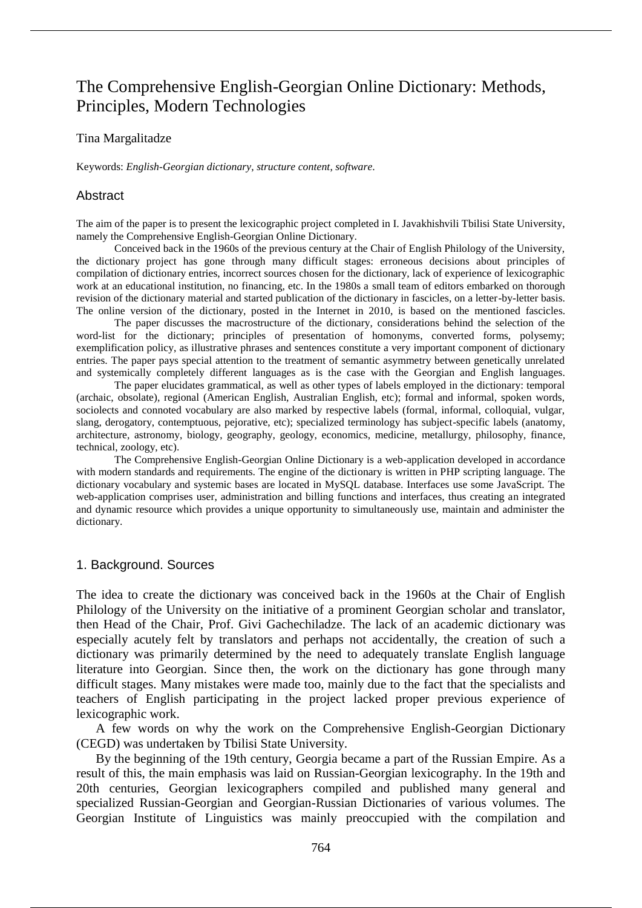# The Comprehensive English-Georgian Online Dictionary: Methods, Principles, Modern Technologies

Tina Margalitadze

Keywords: *English-Georgian dictionary, structure content, software.*

## Abstract

The aim of the paper is to present the lexicographic project completed in I. Javakhishvili Tbilisi State University, namely the Comprehensive English-Georgian Online Dictionary.

Conceived back in the 1960s of the previous century at the Chair of English Philology of the University, the dictionary project has gone through many difficult stages: erroneous decisions about principles of compilation of dictionary entries, incorrect sources chosen for the dictionary, lack of experience of lexicographic work at an educational institution, no financing, etc. In the 1980s a small team of editors embarked on thorough revision of the dictionary material and started publication of the dictionary in fascicles, on a letter-by-letter basis. The online version of the dictionary, posted in the Internet in 2010, is based on the mentioned fascicles.

The paper discusses the macrostructure of the dictionary, considerations behind the selection of the word-list for the dictionary; principles of presentation of homonyms, converted forms, polysemy; exemplification policy, as illustrative phrases and sentences constitute a very important component of dictionary entries. The paper pays special attention to the treatment of semantic asymmetry between genetically unrelated and systemically completely different languages as is the case with the Georgian and English languages.

The paper elucidates grammatical, as well as other types of labels employed in the dictionary: temporal (archaic, obsolate), regional (American English, Australian English, etc); formal and informal, spoken words, sociolects and connoted vocabulary are also marked by respective labels (formal, informal, colloquial, vulgar, slang, derogatory, contemptuous, pejorative, etc); specialized terminology has subject-specific labels (anatomy, architecture, astronomy, biology, geography, geology, economics, medicine, metallurgy, philosophy, finance, technical, zoology, etc).

The Comprehensive English-Georgian Online Dictionary is a web-application developed in accordance with modern standards and requirements. The engine of the dictionary is written in PHP scripting language. The dictionary vocabulary and systemic bases are located in MySQL database. Interfaces use some JavaScript. The web-application comprises user, administration and billing functions and interfaces, thus creating an integrated and dynamic resource which provides a unique opportunity to simultaneously use, maintain and administer the dictionary.

## 1. Background. Sources

The idea to create the dictionary was conceived back in the 1960s at the Chair of English Philology of the University on the initiative of a prominent Georgian scholar and translator, then Head of the Chair, Prof. Givi Gachechiladze. The lack of an academic dictionary was especially acutely felt by translators and perhaps not accidentally, the creation of such a dictionary was primarily determined by the need to adequately translate English language literature into Georgian. Since then, the work on the dictionary has gone through many difficult stages. Many mistakes were made too, mainly due to the fact that the specialists and teachers of English participating in the project lacked proper previous experience of lexicographic work.

A few words on why the work on the Comprehensive English-Georgian Dictionary (CEGD) was undertaken by Tbilisi State University.

By the beginning of the 19th century, Georgia became a part of the Russian Empire. As a result of this, the main emphasis was laid on Russian-Georgian lexicography. In the 19th and 20th centuries, Georgian lexicographers compiled and published many general and specialized Russian-Georgian and Georgian-Russian Dictionaries of various volumes. The Georgian Institute of Linguistics was mainly preoccupied with the compilation and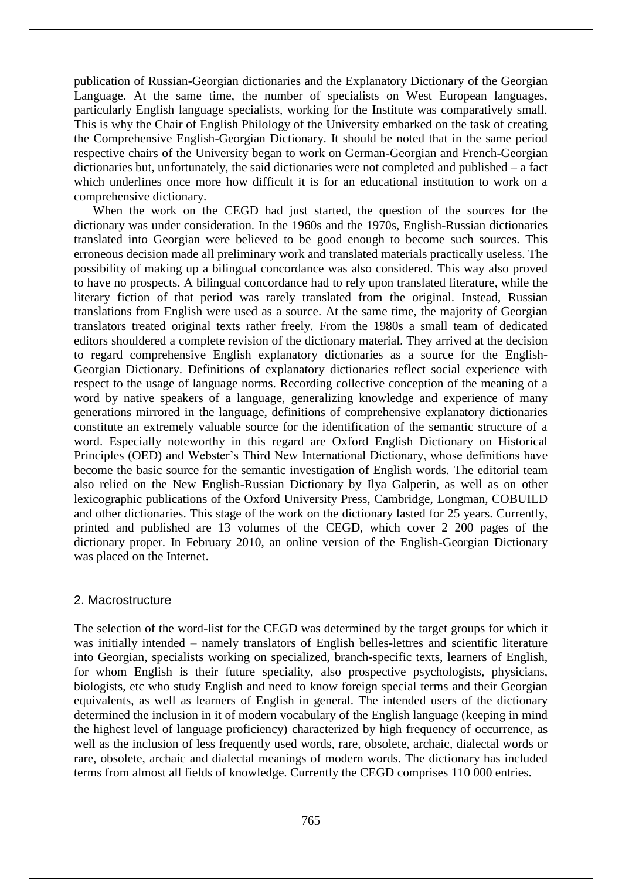publication of Russian-Georgian dictionaries and the Explanatory Dictionary of the Georgian Language. At the same time, the number of specialists on West European languages, particularly English language specialists, working for the Institute was comparatively small. This is why the Chair of English Philology of the University embarked on the task of creating the Comprehensive English-Georgian Dictionary. It should be noted that in the same period respective chairs of the University began to work on German-Georgian and French-Georgian dictionaries but, unfortunately, the said dictionaries were not completed and published – a fact which underlines once more how difficult it is for an educational institution to work on a comprehensive dictionary.

When the work on the CEGD had just started, the question of the sources for the dictionary was under consideration. In the 1960s and the 1970s, English-Russian dictionaries translated into Georgian were believed to be good enough to become such sources. This erroneous decision made all preliminary work and translated materials practically useless. The possibility of making up a bilingual concordance was also considered. This way also proved to have no prospects. A bilingual concordance had to rely upon translated literature, while the literary fiction of that period was rarely translated from the original. Instead, Russian translations from English were used as a source. At the same time, the majority of Georgian translators treated original texts rather freely. From the 1980s a small team of dedicated editors shouldered a complete revision of the dictionary material. They arrived at the decision to regard comprehensive English explanatory dictionaries as a source for the English-Georgian Dictionary. Definitions of explanatory dictionaries reflect social experience with respect to the usage of language norms. Recording collective conception of the meaning of a word by native speakers of a language, generalizing knowledge and experience of many generations mirrored in the language, definitions of comprehensive explanatory dictionaries constitute an extremely valuable source for the identification of the semantic structure of a word. Especially noteworthy in this regard are Oxford English Dictionary on Historical Principles (OED) and Webster's Third New International Dictionary, whose definitions have become the basic source for the semantic investigation of English words. The editorial team also relied on the New English-Russian Dictionary by Ilya Galperin, as well as on other lexicographic publications of the Oxford University Press, Cambridge, Longman, COBUILD and other dictionaries. This stage of the work on the dictionary lasted for 25 years. Currently, printed and published are 13 volumes of the CEGD, which cover 2 200 pages of the dictionary proper. In February 2010, an online version of the English-Georgian Dictionary was placed on the Internet.

## 2. Macrostructure

The selection of the word-list for the CEGD was determined by the target groups for which it was initially intended – namely translators of English belles-lettres and scientific literature into Georgian, specialists working on specialized, branch-specific texts, learners of English, for whom English is their future speciality, also prospective psychologists, physicians, biologists, etc who study English and need to know foreign special terms and their Georgian equivalents, as well as learners of English in general. The intended users of the dictionary determined the inclusion in it of modern vocabulary of the English language (keeping in mind the highest level of language proficiency) characterized by high frequency of occurrence, as well as the inclusion of less frequently used words, rare, obsolete, archaic, dialectal words or rare, obsolete, archaic and dialectal meanings of modern words. The dictionary has included terms from almost all fields of knowledge. Currently the CEGD comprises 110 000 entries.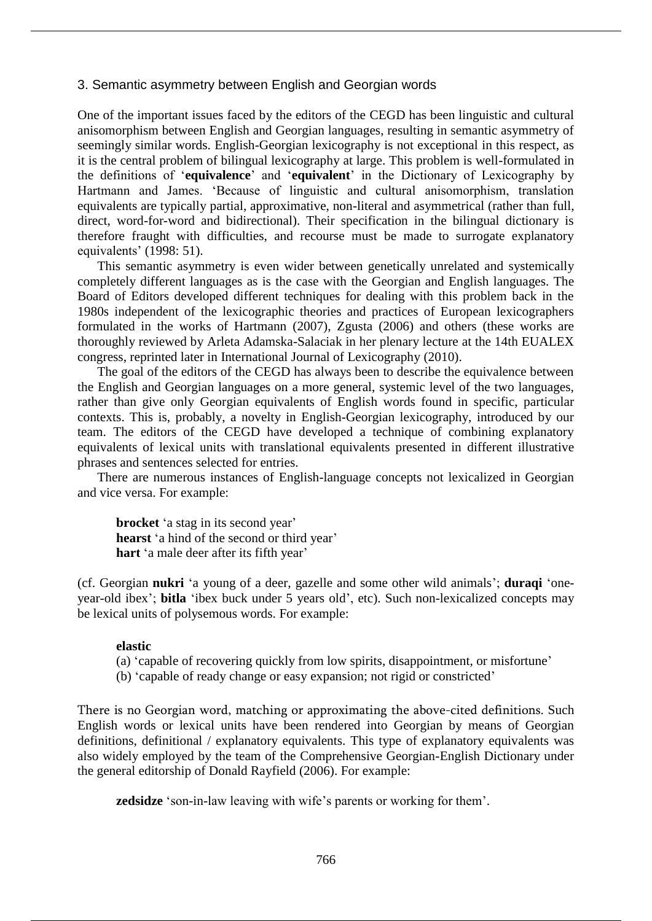## 3. Semantic asymmetry between English and Georgian words

One of the important issues faced by the editors of the CEGD has been linguistic and cultural anisomorphism between English and Georgian languages, resulting in semantic asymmetry of seemingly similar words. English-Georgian lexicography is not exceptional in this respect, as it is the central problem of bilingual lexicography at large. This problem is well-formulated in the definitions of '**equivalence**' and '**equivalent**' in the Dictionary of Lexicography by Hartmann and James. 'Because of linguistic and cultural anisomorphism, translation equivalents are typically partial, approximative, non-literal and asymmetrical (rather than full, direct, word-for-word and bidirectional). Their specification in the bilingual dictionary is therefore fraught with difficulties, and recourse must be made to surrogate explanatory equivalents' (1998: 51).

This semantic asymmetry is even wider between genetically unrelated and systemically completely different languages as is the case with the Georgian and English languages. The Board of Editors developed different techniques for dealing with this problem back in the 1980s independent of the lexicographic theories and practices of European lexicographers formulated in the works of Hartmann (2007), Zgusta (2006) and others (these works are thoroughly reviewed by Arleta Adamska-Salaciak in her plenary lecture at the 14th EUALEX congress, reprinted later in International Journal of Lexicography (2010).

The goal of the editors of the CEGD has always been to describe the equivalence between the English and Georgian languages on a more general, systemic level of the two languages, rather than give only Georgian equivalents of English words found in specific, particular contexts. This is, probably, a novelty in English-Georgian lexicography, introduced by our team. The editors of the CEGD have developed a technique of combining explanatory equivalents of lexical units with translational equivalents presented in different illustrative phrases and sentences selected for entries.

There are numerous instances of English-language concepts not lexicalized in Georgian and vice versa. For example:

> **brocket** 'a stag in its second year'
> **hearst** 'a hind of the second or third year'
> **hart** 'a male deer after its fifth year'

(cf. Georgian **nukri** 'a young of a deer, gazelle and some other wild animals'; **duraqi** 'one-year-old ibex'; **bitla** 'ibex buck under 5 years old', etc). Such non-lexicalized concepts may be lexical units of polysemous words. For example:

> **elastic**
> (a) 'capable of recovering quickly from low spirits, disappointment, or misfortune'
> (b) 'capable of ready change or easy expansion; not rigid or constricted'

There is no Georgian word, matching or approximating the above-cited definitions. Such English words or lexical units have been rendered into Georgian by means of Georgian definitions, definitional / explanatory equivalents. This type of explanatory equivalents was also widely employed by the team of the Comprehensive Georgian-English Dictionary under the general editorship of Donald Rayfield (2006). For example:

> **zedsidze** 'son-in-law leaving with wife's parents or working for them'.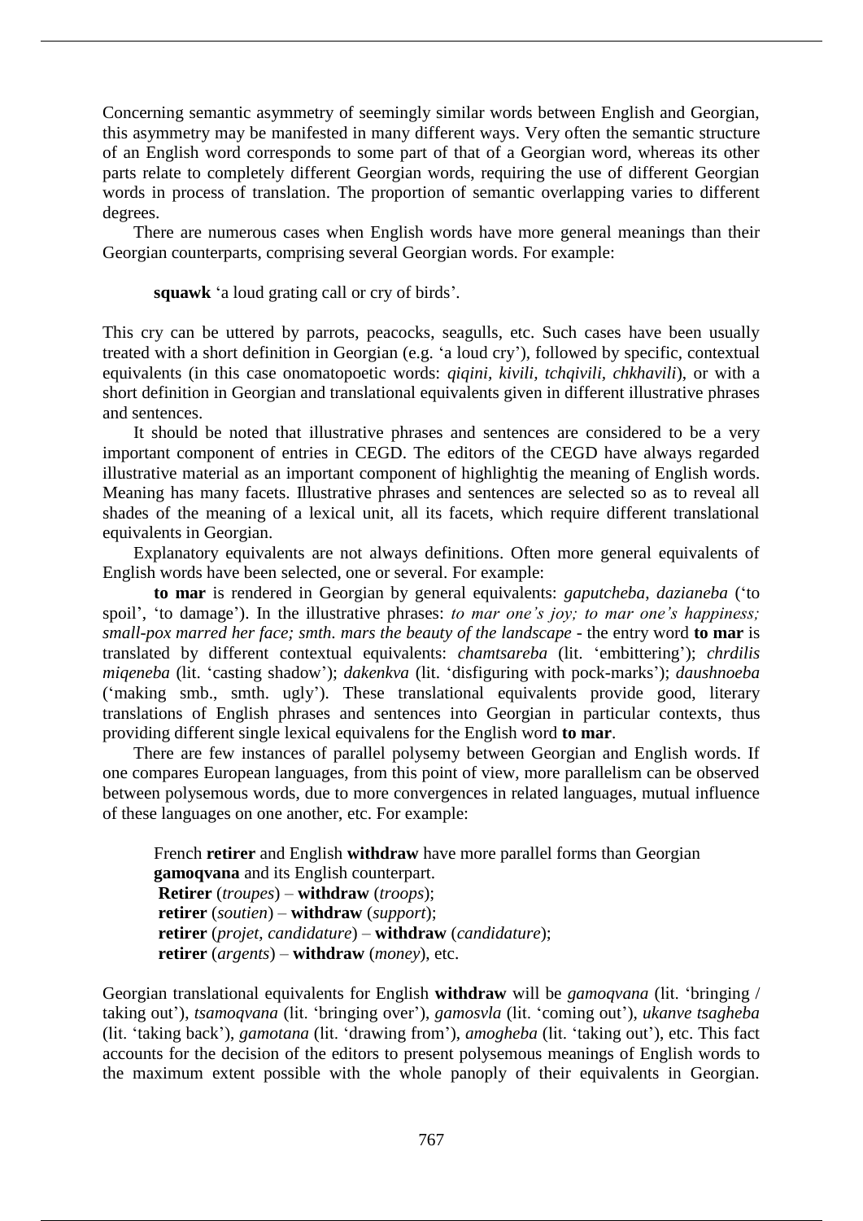Concerning semantic asymmetry of seemingly similar words between English and Georgian, this asymmetry may be manifested in many different ways. Very often the semantic structure of an English word corresponds to some part of that of a Georgian word, whereas its other parts relate to completely different Georgian words, requiring the use of different Georgian words in process of translation. The proportion of semantic overlapping varies to different degrees.

There are numerous cases when English words have more general meanings than their Georgian counterparts, comprising several Georgian words. For example:

**squawk** 'a loud grating call or cry of birds'.

This cry can be uttered by parrots, peacocks, seagulls, etc. Such cases have been usually treated with a short definition in Georgian (e.g. 'a loud cry'), followed by specific, contextual equivalents (in this case onomatopoeic words: *qiqini, kivili, tchqivili, chkhavili*), or with a short definition in Georgian and translational equivalents given in different illustrative phrases and sentences.

It should be noted that illustrative phrases and sentences are considered to be a very important component of entries in CEGD. The editors of the CEGD have always regarded illustrative material as an important component of highlightig the meaning of English words. Meaning has many facets. Illustrative phrases and sentences are selected so as to reveal all shades of the meaning of a lexical unit, all its facets, which require different translational equivalents in Georgian.

Explanatory equivalents are not always definitions. Often more general equivalents of English words have been selected, one or several. For example:

**to mar** is rendered in Georgian by general equivalents: *gaputcheba, dazianeba* ('to spoil', 'to damage'). In the illustrative phrases: *to mar one's joy; to mar one's happiness; small-pox marred her face; smth. mars the beauty of the landscape* - the entry word **to mar** is translated by different contextual equivalents: *chamtsareba* (lit. 'embittering'); *chrdilis miqeneba* (lit. 'casting shadow'); *dakenkva* (lit. 'disfiguring with pock-marks'); *daushnoeba* ('making smb., smth. ugly'). These translational equivalents provide good, literary translations of English phrases and sentences into Georgian in particular contexts, thus providing different single lexical equivalens for the English word **to mar**.

There are few instances of parallel polysemy between Georgian and English words. If one compares European languages, from this point of view, more parallelism can be observed between polysemous words, due to more convergences in related languages, mutual influence of these languages on one another, etc. For example:

French **retirer** and English **withdraw** have more parallel forms than Georgian **gamoqvana** and its English counterpart.
**Retirer** (*troupes*) – **withdraw** (*troops*);
**retirer** (*soutien*) – **withdraw** (*support*);
**retirer** (*projet, candidature*) – **withdraw** (*candidature*);
**retirer** (*argents*) – **withdraw** (*money*), etc.

Georgian translational equivalents for English **withdraw** will be *gamoqvana* (lit. 'bringing / taking out'), *tsamoqvana* (lit. 'bringing over'), *gamosvla* (lit. 'coming out'), *ukanve tsagheba* (lit. 'taking back'), *gamotana* (lit. 'drawing from'), *amogheba* (lit. 'taking out'), etc. This fact accounts for the decision of the editors to present polysemous meanings of English words to the maximum extent possible with the whole panoply of their equivalents in Georgian.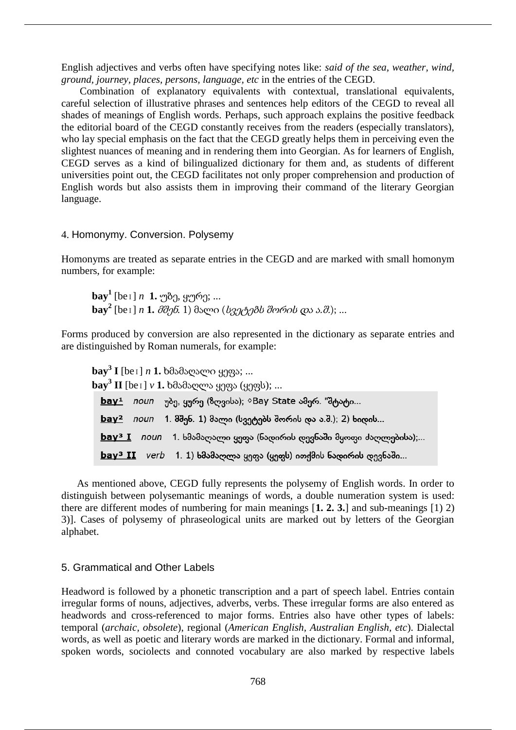English adjectives and verbs often have specifying notes like: *said of the sea, weather, wind, ground, journey, places, persons, language, etc* in the entries of the CEGD.

Combination of explanatory equivalents with contextual, translational equivalents, careful selection of illustrative phrases and sentences help editors of the CEGD to reveal all shades of meanings of English words. Perhaps, such approach explains the positive feedback the editorial board of the CEGD constantly receives from the readers (especially translators), who lay special emphasis on the fact that the CEGD greatly helps them in perceiving even the slightest nuances of meaning and in rendering them into Georgian. As for learners of English, CEGD serves as a kind of bilingualized dictionary for them and, as students of different universities point out, the CEGD facilitates not only proper comprehension and production of English words but also assists them in improving their command of the literary Georgian language.

## 4. Homonymy. Conversion. Polysemy

Homonyms are treated as separate entries in the CEGD and are marked with small homonym numbers, for example:

> **bay**[1] [beɪ] *n* **1.** უბე, ყურე; ...
> **bay**[2] [beɪ] *n* **1.** *მშენ.* 1) მალი (*სვეტებს შორის და ა.შ.*); ...

Forms produced by conversion are also represented in the dictionary as separate entries and are distinguished by Roman numerals, for example:

> **bay**[3] **I** [beɪ] *n* **1.** ხმამაღალი ყეფა; ...
> **bay**[3] **II** [beɪ] *v* **1.** ხმამაღლა ყეფა (ყეფს); ...

> **bay¹** *noun* უბე, ყურე (ზღვისა); ◊Bay State ამერ. "შტატი...
> **bay²** *noun* 1. მშენ. 1) მალი (სვეტებს შორის და ა.შ.); 2) ხიდის...
> **bay³ I** *noun* 1. ხმამაღალი ყეფა (ნადირის დევნაში მყოფი ძაღლებისა);...
> **bay³ II** *verb* 1. 1) ხმამაღლა ყეფა (ყეფს) ითქმის ნადირის დევნაში...

As mentioned above, CEGD fully represents the polysemy of English words. In order to distinguish between polysemantic meanings of words, a double numeration system is used: there are different modes of numbering for main meanings [**1. 2. 3.**] and sub-meanings [1) 2) 3)]. Cases of polysemy of phraseological units are marked out by letters of the Georgian alphabet.

## 5. Grammatical and Other Labels

Headword is followed by a phonetic transcription and a part of speech label. Entries contain irregular forms of nouns, adjectives, adverbs, verbs. These irregular forms are also entered as headwords and cross-referenced to major forms. Entries also have other types of labels: temporal (*archaic, obsolete*), regional (*American English, Australian English, etc*). Dialectal words, as well as poetic and literary words are marked in the dictionary. Formal and informal, spoken words, sociolects and connoted vocabulary are also marked by respective labels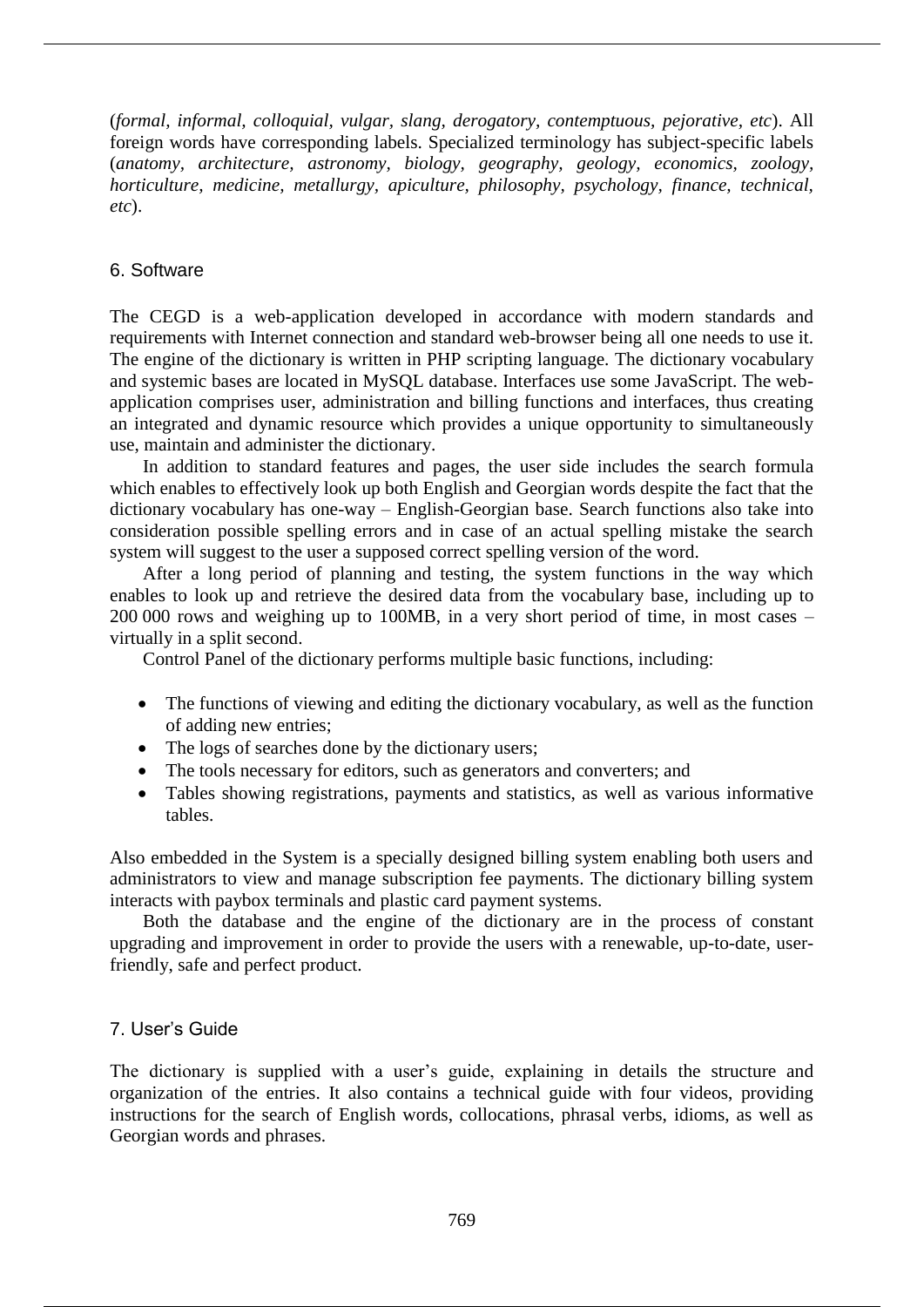(*formal, informal, colloquial, vulgar, slang, derogatory, contemptuous, pejorative, etc*). All foreign words have corresponding labels. Specialized terminology has subject-specific labels (*anatomy, architecture, astronomy, biology, geography, geology, economics, zoology, horticulture, medicine, metallurgy, apiculture, philosophy, psychology, finance, technical, etc*).

## 6. Software

The CEGD is a web-application developed in accordance with modern standards and requirements with Internet connection and standard web-browser being all one needs to use it. The engine of the dictionary is written in PHP scripting language. The dictionary vocabulary and systemic bases are located in MySQL database. Interfaces use some JavaScript. The web-application comprises user, administration and billing functions and interfaces, thus creating an integrated and dynamic resource which provides a unique opportunity to simultaneously use, maintain and administer the dictionary.

In addition to standard features and pages, the user side includes the search formula which enables to effectively look up both English and Georgian words despite the fact that the dictionary vocabulary has one-way – English-Georgian base. Search functions also take into consideration possible spelling errors and in case of an actual spelling mistake the search system will suggest to the user a supposed correct spelling version of the word.

After a long period of planning and testing, the system functions in the way which enables to look up and retrieve the desired data from the vocabulary base, including up to 200 000 rows and weighing up to 100MB, in a very short period of time, in most cases – virtually in a split second.

Control Panel of the dictionary performs multiple basic functions, including:

- The functions of viewing and editing the dictionary vocabulary, as well as the function of adding new entries;
- The logs of searches done by the dictionary users;
- The tools necessary for editors, such as generators and converters; and
- Tables showing registrations, payments and statistics, as well as various informative tables.

Also embedded in the System is a specially designed billing system enabling both users and administrators to view and manage subscription fee payments. The dictionary billing system interacts with paybox terminals and plastic card payment systems.

Both the database and the engine of the dictionary are in the process of constant upgrading and improvement in order to provide the users with a renewable, up-to-date, user-friendly, safe and perfect product.

## 7. User's Guide

The dictionary is supplied with a user's guide, explaining in details the structure and organization of the entries. It also contains a technical guide with four videos, providing instructions for the search of English words, collocations, phrasal verbs, idioms, as well as Georgian words and phrases.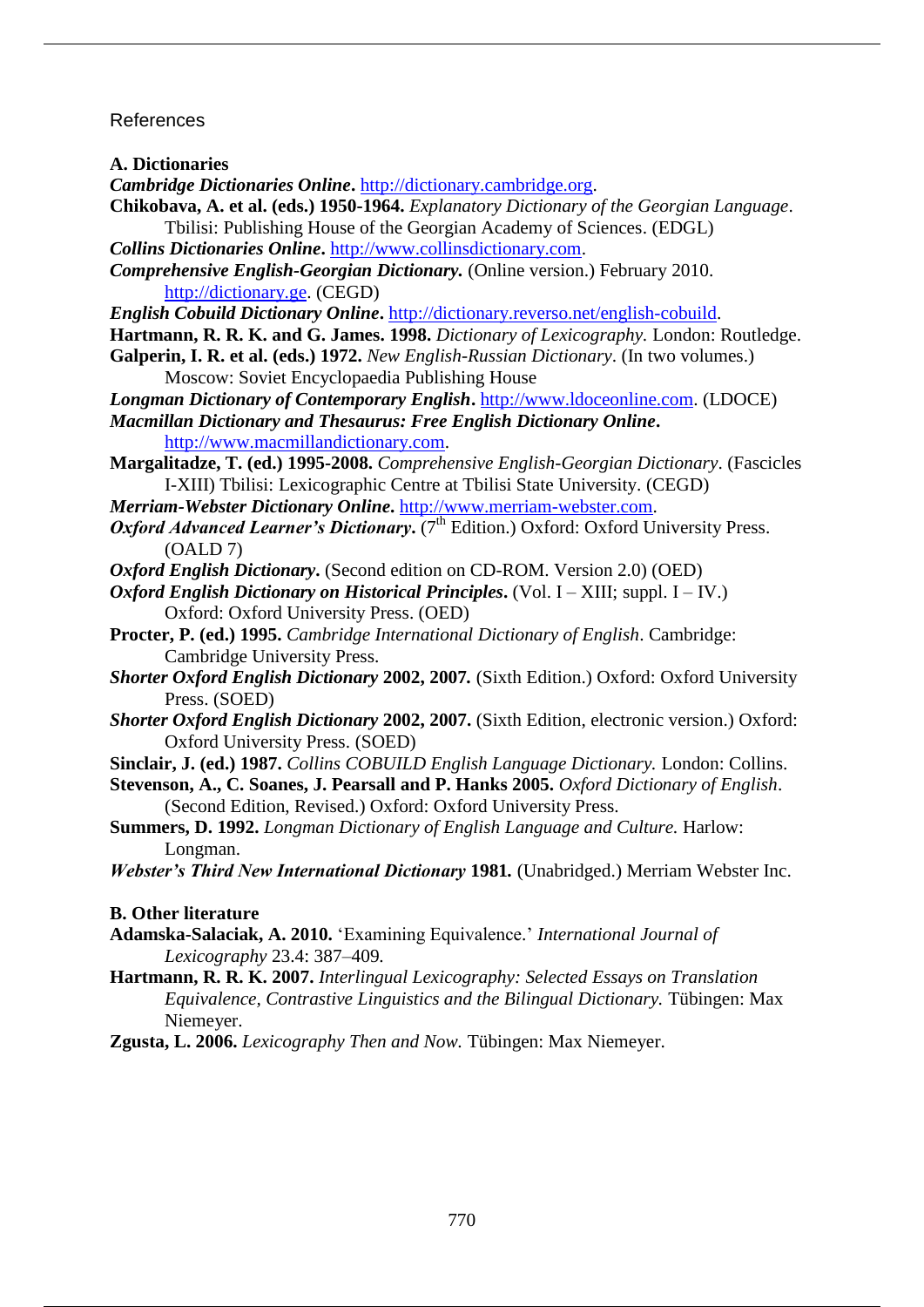## References

### A. Dictionaries

***Cambridge Dictionaries Online*.** http://dictionary.cambridge.org.

**Chikobava, A. et al. (eds.) 1950-1964.** *Explanatory Dictionary of the Georgian Language*. Tbilisi: Publishing House of the Georgian Academy of Sciences. (EDGL)

***Collins Dictionaries Online*.** http://www.collinsdictionary.com.

***Comprehensive English-Georgian Dictionary.*** (Online version.) February 2010. http://dictionary.ge. (CEGD)

***English Cobuild Dictionary Online*.** http://dictionary.reverso.net/english-cobuild.

**Hartmann, R. R. K. and G. James. 1998.** *Dictionary of Lexicography.* London: Routledge.

**Galperin, I. R. et al. (eds.) 1972.** *New English-Russian Dictionary*. (In two volumes.) Moscow: Soviet Encyclopaedia Publishing House

***Longman Dictionary of Contemporary English*.** http://www.ldoceonline.com. (LDOCE)

***Macmillan Dictionary and Thesaurus: Free English Dictionary Online*.** http://www.macmillandictionary.com.

**Margalitadze, T. (ed.) 1995-2008.** *Comprehensive English-Georgian Dictionary*. (Fascicles I-XIII) Tbilisi: Lexicographic Centre at Tbilisi State University. (CEGD)

***Merriam-Webster Dictionary Online*.** http://www.merriam-webster.com.

***Oxford Advanced Learner's Dictionary*.** (7th Edition.) Oxford: Oxford University Press. (OALD 7)

***Oxford English Dictionary*.** (Second edition on CD-ROM. Version 2.0) (OED)

***Oxford English Dictionary on Historical Principles*.** (Vol. I – XIII; suppl. I – IV.) Oxford: Oxford University Press. (OED)

**Procter, P. (ed.) 1995.** *Cambridge International Dictionary of English*. Cambridge: Cambridge University Press.

***Shorter Oxford English Dictionary* 2002, 2007.** (Sixth Edition.) Oxford: Oxford University Press. (SOED)

***Shorter Oxford English Dictionary* 2002, 2007.** (Sixth Edition, electronic version.) Oxford: Oxford University Press. (SOED)

**Sinclair, J. (ed.) 1987.** *Collins COBUILD English Language Dictionary.* London: Collins.

**Stevenson, A., C. Soanes, J. Pearsall and P. Hanks 2005.** *Oxford Dictionary of English*. (Second Edition, Revised.) Oxford: Oxford University Press.

**Summers, D. 1992.** *Longman Dictionary of English Language and Culture.* Harlow: Longman.

***Webster's Third New International Dictionary* 1981.** (Unabridged.) Merriam Webster Inc.

### B. Other literature

**Adamska-Salaciak, A. 2010.** 'Examining Equivalence.' *International Journal of Lexicography* 23.4: 387–409.

**Hartmann, R. R. K. 2007.** *Interlingual Lexicography: Selected Essays on Translation Equivalence, Contrastive Linguistics and the Bilingual Dictionary.* Tübingen: Max Niemeyer.

**Zgusta, L. 2006.** *Lexicography Then and Now.* Tübingen: Max Niemeyer.